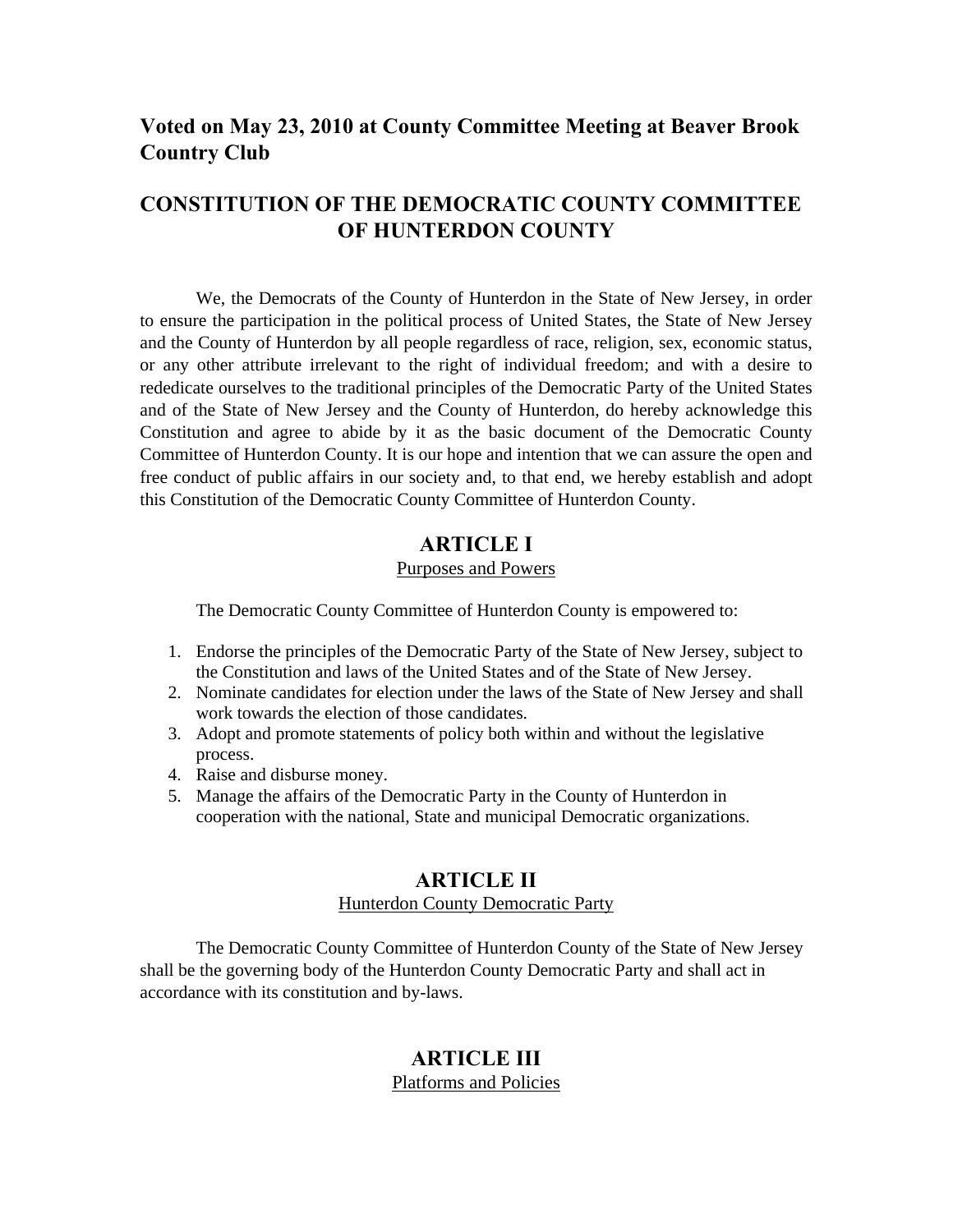## Voted on May 23, 2010 at County Committee Meeting at Beaver Brook Country Club

# CONSTITUTION OF THE DEMOCRATIC COUNTY COMMITTEE OF HUNTERDON COUNTY

We, the Democrats of the County of Hunterdon in the State of New Jersey, in order to ensure the participation in the political process of United States, the State of New Jersey and the County of Hunterdon by all people regardless of race, religion, sex, economic status, or any other attribute irrelevant to the right of individual freedom; and with a desire to rededicate ourselves to the traditional principles of the Democratic Party of the United States and of the State of New Jersey and the County of Hunterdon, do hereby acknowledge this Constitution and agree to abide by it as the basic document of the Democratic County Committee of Hunterdon County. It is our hope and intention that we can assure the open and free conduct of public affairs in our society and, to that end, we hereby establish and adopt this Constitution of the Democratic County Committee of Hunterdon County.

## ARTICLE I

Purposes and Powers

The Democratic County Committee of Hunterdon County is empowered to:

1. Endorse the principles of the Democratic Party of the State of New Jersey, subject to the Constitution and laws of the United States and of the State of New Jersey.
2. Nominate candidates for election under the laws of the State of New Jersey and shall work towards the election of those candidates.
3. Adopt and promote statements of policy both within and without the legislative process.
4. Raise and disburse money.
5. Manage the affairs of the Democratic Party in the County of Hunterdon in cooperation with the national, State and municipal Democratic organizations.

## ARTICLE II

Hunterdon County Democratic Party

The Democratic County Committee of Hunterdon County of the State of New Jersey shall be the governing body of the Hunterdon County Democratic Party and shall act in accordance with its constitution and by-laws.

## ARTICLE III

Platforms and Policies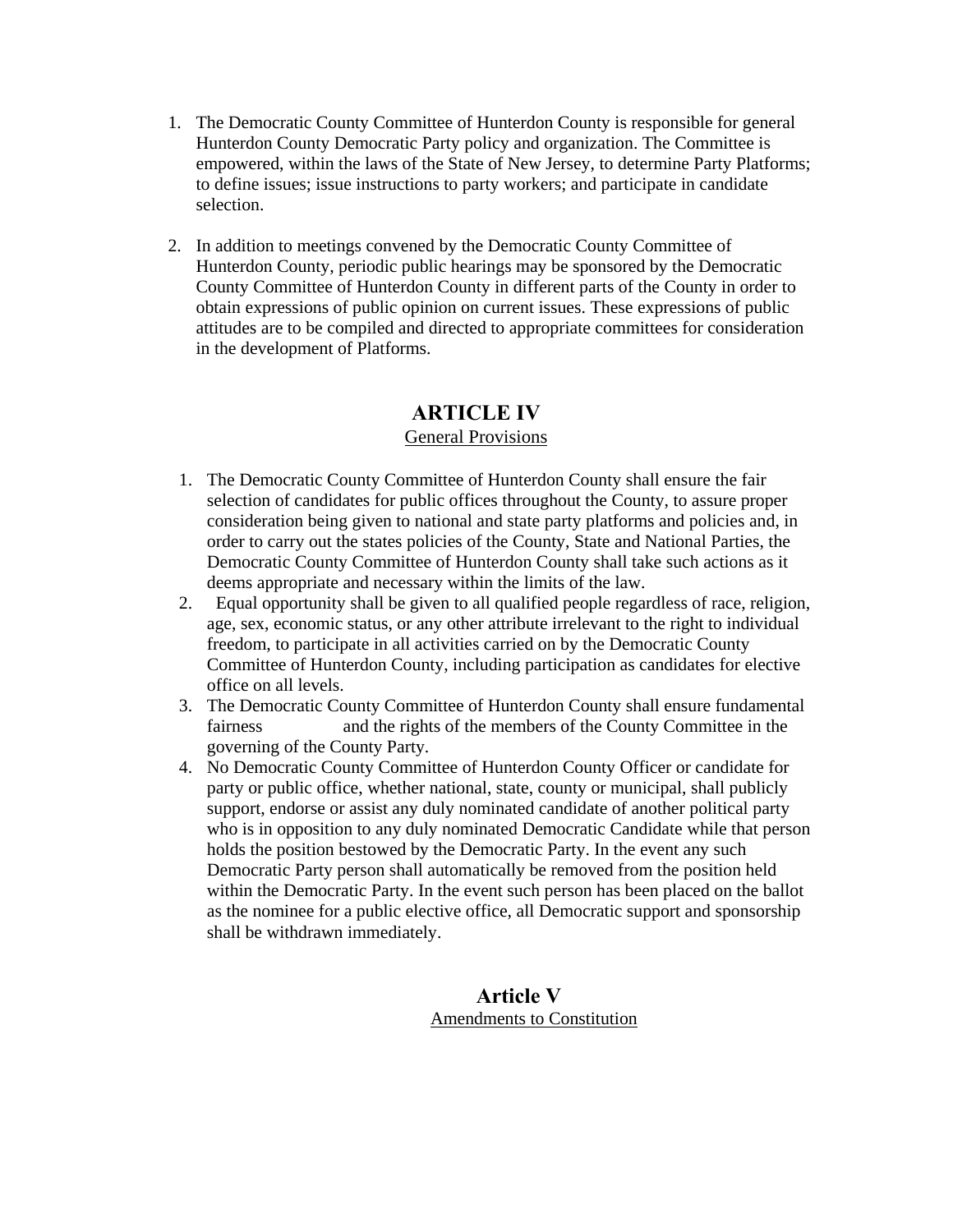1. The Democratic County Committee of Hunterdon County is responsible for general Hunterdon County Democratic Party policy and organization. The Committee is empowered, within the laws of the State of New Jersey, to determine Party Platforms; to define issues; issue instructions to party workers; and participate in candidate selection.

2. In addition to meetings convened by the Democratic County Committee of Hunterdon County, periodic public hearings may be sponsored by the Democratic County Committee of Hunterdon County in different parts of the County in order to obtain expressions of public opinion on current issues. These expressions of public attitudes are to be compiled and directed to appropriate committees for consideration in the development of Platforms.

## ARTICLE IV

General Provisions

1. The Democratic County Committee of Hunterdon County shall ensure the fair selection of candidates for public offices throughout the County, to assure proper consideration being given to national and state party platforms and policies and, in order to carry out the states policies of the County, State and National Parties, the Democratic County Committee of Hunterdon County shall take such actions as it deems appropriate and necessary within the limits of the law.
2. Equal opportunity shall be given to all qualified people regardless of race, religion, age, sex, economic status, or any other attribute irrelevant to the right to individual freedom, to participate in all activities carried on by the Democratic County Committee of Hunterdon County, including participation as candidates for elective office on all levels.
3. The Democratic County Committee of Hunterdon County shall ensure fundamental fairness and the rights of the members of the County Committee in the governing of the County Party.
4. No Democratic County Committee of Hunterdon County Officer or candidate for party or public office, whether national, state, county or municipal, shall publicly support, endorse or assist any duly nominated candidate of another political party who is in opposition to any duly nominated Democratic Candidate while that person holds the position bestowed by the Democratic Party. In the event any such Democratic Party person shall automatically be removed from the position held within the Democratic Party. In the event such person has been placed on the ballot as the nominee for a public elective office, all Democratic support and sponsorship shall be withdrawn immediately.

## Article V

Amendments to Constitution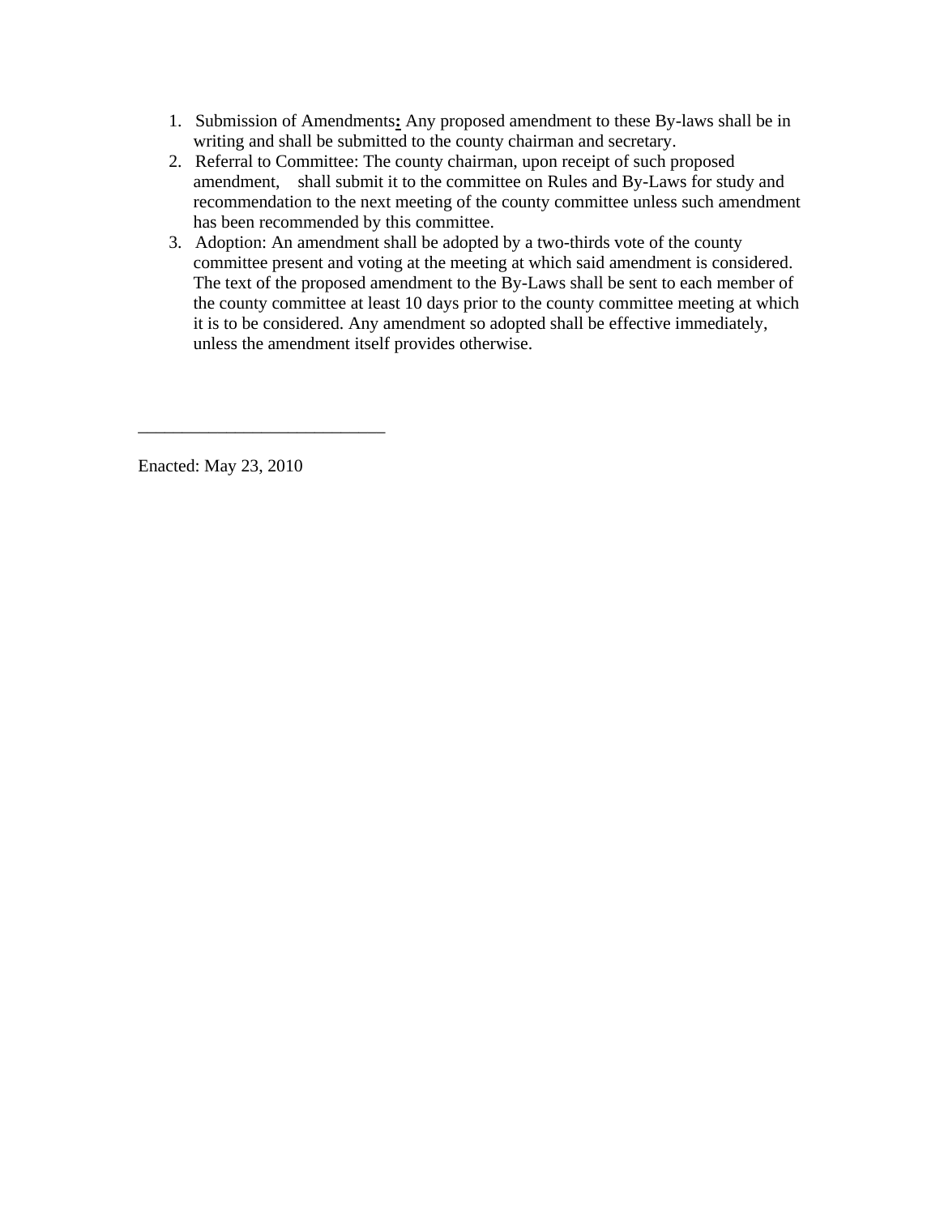1. Submission of Amendments: Any proposed amendment to these By-laws shall be in writing and shall be submitted to the county chairman and secretary.
2. Referral to Committee: The county chairman, upon receipt of such proposed amendment, shall submit it to the committee on Rules and By-Laws for study and recommendation to the next meeting of the county committee unless such amendment has been recommended by this committee.
3. Adoption: An amendment shall be adopted by a two-thirds vote of the county committee present and voting at the meeting at which said amendment is considered. The text of the proposed amendment to the By-Laws shall be sent to each member of the county committee at least 10 days prior to the county committee meeting at which it is to be considered. Any amendment so adopted shall be effective immediately, unless the amendment itself provides otherwise.

____________________________

Enacted: May 23, 2010